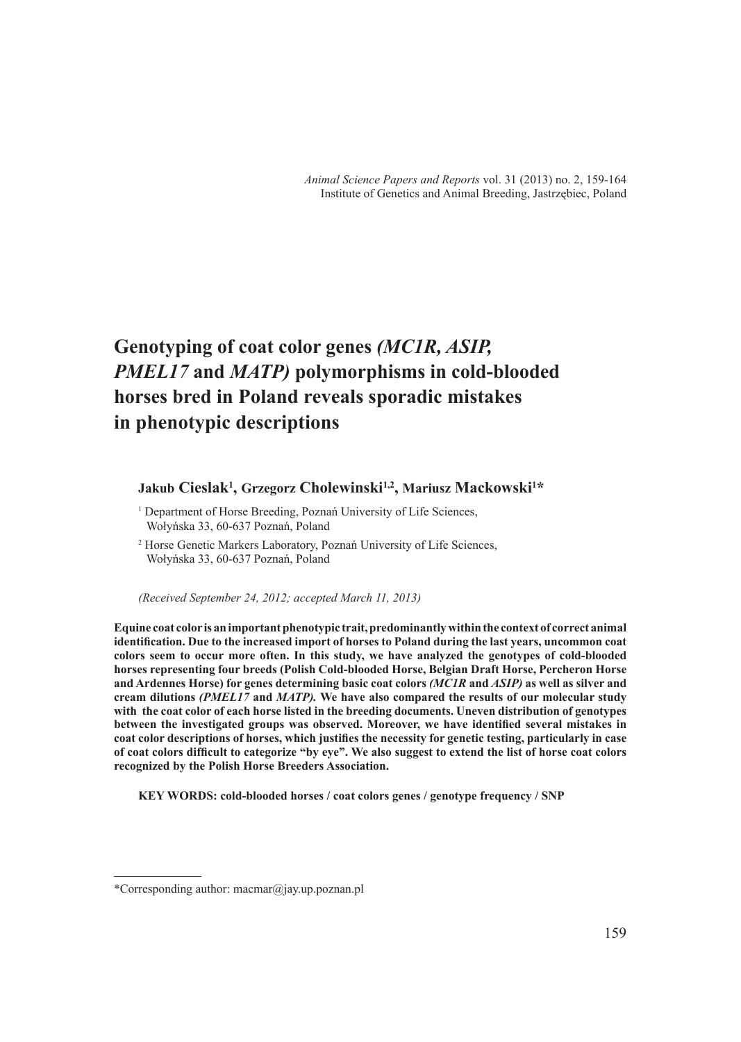# Genotyping of coat color genes *(MC1R, ASIP, PMEL17* and *MATP)* polymorphisms in cold-blooded horses bred in Poland reveals sporadic mistakes in phenotypic descriptions

**Jakub Cieslak[1], Grzegorz Cholewinski[1,2], Mariusz Mackowski[1]***

[1] Department of Horse Breeding, Poznań University of Life Sciences, Wołyńska 33, 60-637 Poznań, Poland

[2] Horse Genetic Markers Laboratory, Poznań University of Life Sciences, Wołyńska 33, 60-637 Poznań, Poland

*(Received September 24, 2012; accepted March 11, 2013)*

**Equine coat color is an important phenotypic trait, predominantly within the context of correct animal identification. Due to the increased import of horses to Poland during the last years, uncommon coat colors seem to occur more often. In this study, we have analyzed the genotypes of cold-blooded horses representing four breeds (Polish Cold-blooded Horse, Belgian Draft Horse, Percheron Horse and Ardennes Horse) for genes determining basic coat colors *(MC1R* and *ASIP)* as well as silver and cream dilutions *(PMEL17* and *MATP).* We have also compared the results of our molecular study with the coat color of each horse listed in the breeding documents. Uneven distribution of genotypes between the investigated groups was observed. Moreover, we have identified several mistakes in coat color descriptions of horses, which justifies the necessity for genetic testing, particularly in case of coat colors difficult to categorize "by eye". We also suggest to extend the list of horse coat colors recognized by the Polish Horse Breeders Association.**

**KEY WORDS: cold-blooded horses / coat colors genes / genotype frequency / SNP**

*Corresponding author: macmar@jay.up.poznan.pl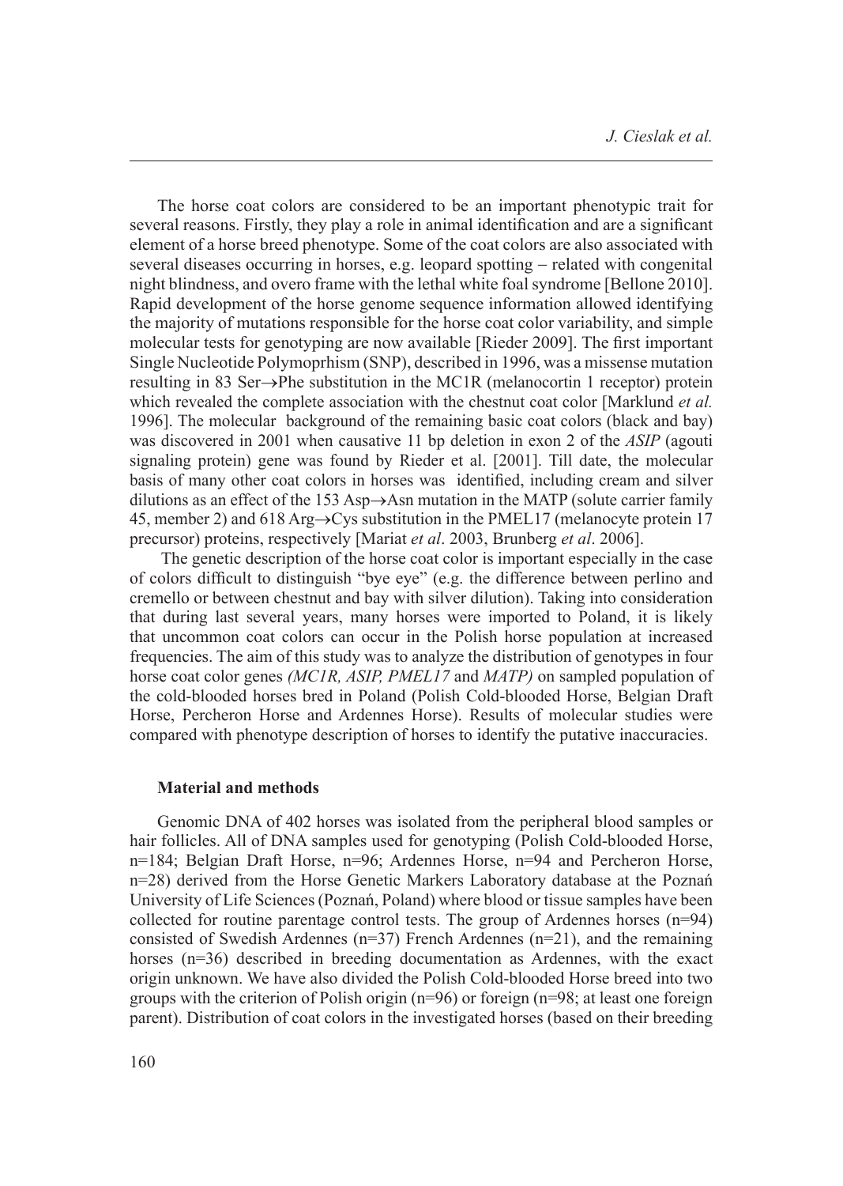The horse coat colors are considered to be an important phenotypic trait for several reasons. Firstly, they play a role in animal identification and are a significant element of a horse breed phenotype. Some of the coat colors are also associated with several diseases occurring in horses, e.g. leopard spotting – related with congenital night blindness, and overo frame with the lethal white foal syndrome [Bellone 2010]. Rapid development of the horse genome sequence information allowed identifying the majority of mutations responsible for the horse coat color variability, and simple molecular tests for genotyping are now available [Rieder 2009]. The first important Single Nucleotide Polymoprhism (SNP), described in 1996, was a missense mutation resulting in 83 Ser→Phe substitution in the MC1R (melanocortin 1 receptor) protein which revealed the complete association with the chestnut coat color [Marklund *et al.* 1996]. The molecular background of the remaining basic coat colors (black and bay) was discovered in 2001 when causative 11 bp deletion in exon 2 of the *ASIP* (agouti signaling protein) gene was found by Rieder et al. [2001]. Till date, the molecular basis of many other coat colors in horses was identified, including cream and silver dilutions as an effect of the 153 Asp→Asn mutation in the MATP (solute carrier family 45, member 2) and 618 Arg→Cys substitution in the PMEL17 (melanocyte protein 17 precursor) proteins, respectively [Mariat *et al*. 2003, Brunberg *et al*. 2006].

The genetic description of the horse coat color is important especially in the case of colors difficult to distinguish "bye eye" (e.g. the difference between perlino and cremello or between chestnut and bay with silver dilution). Taking into consideration that during last several years, many horses were imported to Poland, it is likely that uncommon coat colors can occur in the Polish horse population at increased frequencies. The aim of this study was to analyze the distribution of genotypes in four horse coat color genes *(MC1R, ASIP, PMEL17* and *MATP)* on sampled population of the cold-blooded horses bred in Poland (Polish Cold-blooded Horse, Belgian Draft Horse, Percheron Horse and Ardennes Horse). Results of molecular studies were compared with phenotype description of horses to identify the putative inaccuracies.

## Material and methods

Genomic DNA of 402 horses was isolated from the peripheral blood samples or hair follicles. All of DNA samples used for genotyping (Polish Cold-blooded Horse, n=184; Belgian Draft Horse, n=96; Ardennes Horse, n=94 and Percheron Horse, n=28) derived from the Horse Genetic Markers Laboratory database at the Poznań University of Life Sciences (Poznań, Poland) where blood or tissue samples have been collected for routine parentage control tests. The group of Ardennes horses (n=94) consisted of Swedish Ardennes (n=37) French Ardennes (n=21), and the remaining horses (n=36) described in breeding documentation as Ardennes, with the exact origin unknown. We have also divided the Polish Cold-blooded Horse breed into two groups with the criterion of Polish origin (n=96) or foreign (n=98; at least one foreign parent). Distribution of coat colors in the investigated horses (based on their breeding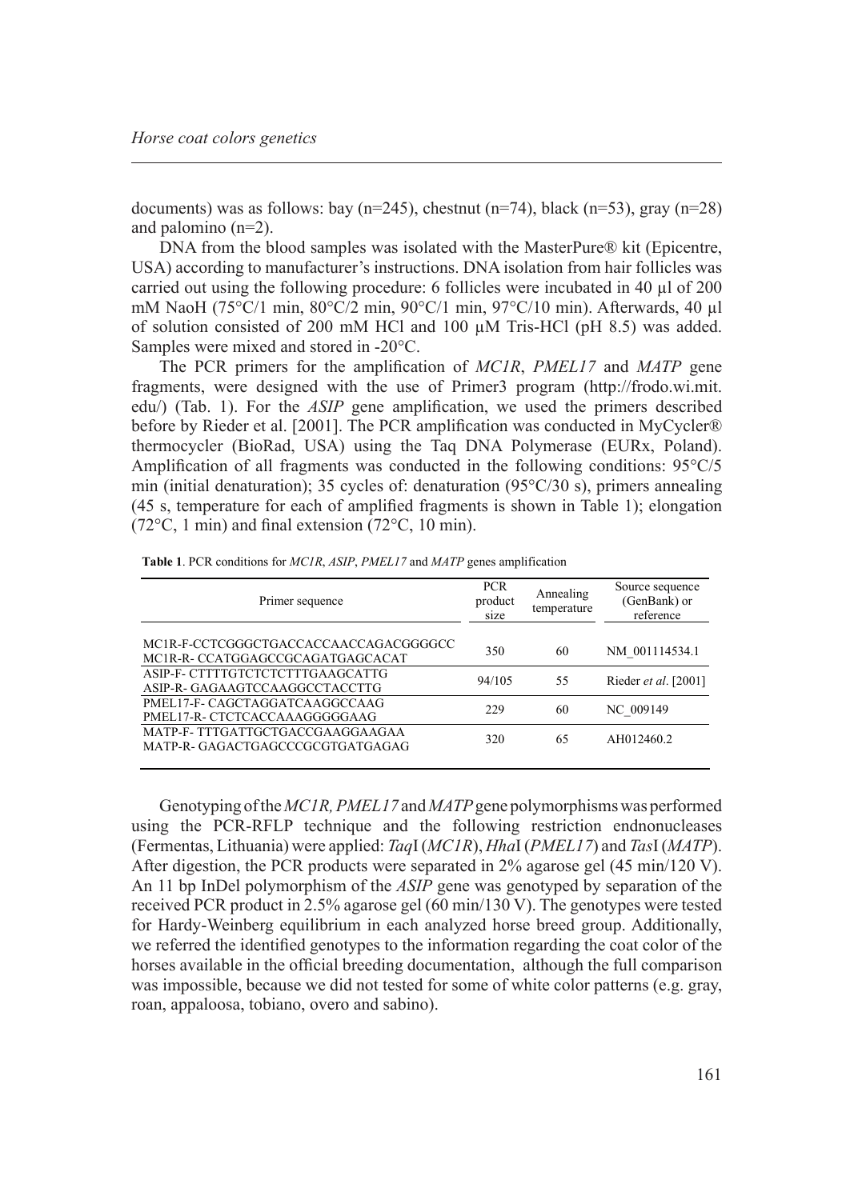documents) was as follows: bay (n=245), chestnut (n=74), black (n=53), gray (n=28) and palomino (n=2).

DNA from the blood samples was isolated with the MasterPure® kit (Epicentre, USA) according to manufacturer's instructions. DNA isolation from hair follicles was carried out using the following procedure: 6 follicles were incubated in 40 µl of 200 mM NaoH (75°C/1 min, 80°C/2 min, 90°C/1 min, 97°C/10 min). Afterwards, 40 µl of solution consisted of 200 mM HCl and 100 µM Tris-HCl (pH 8.5) was added. Samples were mixed and stored in -20°C.

The PCR primers for the amplification of *MC1R*, *PMEL17* and *MATP* gene fragments, were designed with the use of Primer3 program (http://frodo.wi.mit.edu/) (Tab. 1). For the *ASIP* gene amplification, we used the primers described before by Rieder et al. [2001]. The PCR amplification was conducted in MyCycler® thermocycler (BioRad, USA) using the Taq DNA Polymerase (EURx, Poland). Amplification of all fragments was conducted in the following conditions: 95°C/5 min (initial denaturation); 35 cycles of: denaturation (95°C/30 s), primers annealing (45 s, temperature for each of amplified fragments is shown in Table 1); elongation (72°C, 1 min) and final extension (72°C, 10 min).

**Table 1**. PCR conditions for *MC1R*, *ASIP*, *PMEL17* and *MATP* genes amplification

| Primer sequence | PCR product size | Annealing temperature | Source sequence (GenBank) or reference |
|---|---|---|---|
| MC1R-F-CCTCGGGCTGACCACCAACCAGACGGGGCC<br>MC1R-R- CCATGGAGCCGCAGATGAGCACAT | 350 | 60 | NM_001114534.1 |
| ASIP-F- CTTTTGTCTCTCTTTGAAGCATTG<br>ASIP-R- GAGAAGTCCAAGGCCTACCTTG | 94/105 | 55 | Rieder *et al*. [2001] |
| PMEL17-F- CAGCTAGGATCAAGGCCAAG<br>PMEL17-R- CTCTCACCAAAGGGGGAAG | 229 | 60 | NC_009149 |
| MATP-F- TTTGATTGCTGACCGAAGGAAGAA<br>MATP-R- GAGACTGAGCCCGCGTGATGAGAG | 320 | 65 | AH012460.2 |

Genotyping of the *MC1R, PMEL17* and *MATP* gene polymorphisms was performed using the PCR-RFLP technique and the following restriction endnonucleases (Fermentas, Lithuania) were applied: *Taq*I (*MC1R*), *Hha*I (*PMEL17*) and *Tas*I (*MATP*). After digestion, the PCR products were separated in 2% agarose gel (45 min/120 V). An 11 bp InDel polymorphism of the *ASIP* gene was genotyped by separation of the received PCR product in 2.5% agarose gel (60 min/130 V). The genotypes were tested for Hardy-Weinberg equilibrium in each analyzed horse breed group. Additionally, we referred the identified genotypes to the information regarding the coat color of the horses available in the official breeding documentation, although the full comparison was impossible, because we did not tested for some of white color patterns (e.g. gray, roan, appaloosa, tobiano, overo and sabino).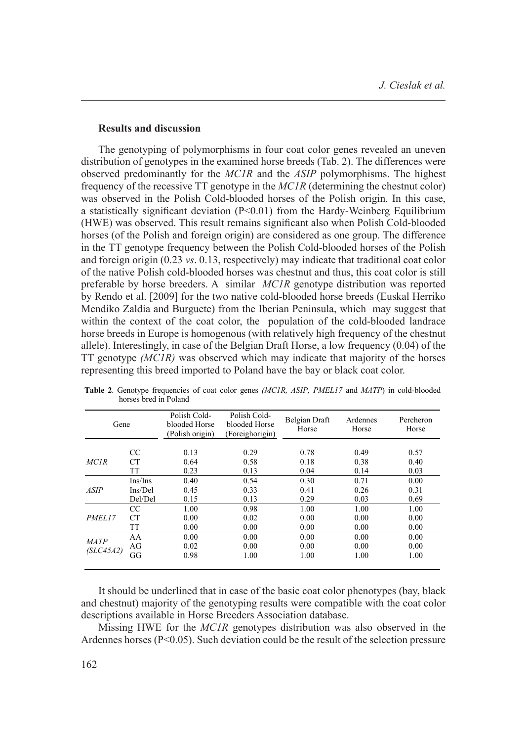### Results and discussion

The genotyping of polymorphisms in four coat color genes revealed an uneven distribution of genotypes in the examined horse breeds (Tab. 2). The differences were observed predominantly for the *MC1R* and the *ASIP* polymorphisms. The highest frequency of the recessive TT genotype in the *MC1R* (determining the chestnut color) was observed in the Polish Cold-blooded horses of the Polish origin. In this case, a statistically significant deviation ($P<0.01$) from the Hardy-Weinberg Equilibrium (HWE) was observed. This result remains significant also when Polish Cold-blooded horses (of the Polish and foreign origin) are considered as one group. The difference in the TT genotype frequency between the Polish Cold-blooded horses of the Polish and foreign origin (0.23 *vs*. 0.13, respectively) may indicate that traditional coat color of the native Polish cold-blooded horses was chestnut and thus, this coat color is still preferable by horse breeders. A similar *MC1R* genotype distribution was reported by Rendo et al. [2009] for the two native cold-blooded horse breeds (Euskal Herriko Mendiko Zaldia and Burguete) from the Iberian Peninsula, which may suggest that within the context of the coat color, the population of the cold-blooded landrace horse breeds in Europe is homogenous (with relatively high frequency of the chestnut allele). Interestingly, in case of the Belgian Draft Horse, a low frequency (0.04) of the TT genotype *(MC1R)* was observed which may indicate that majority of the horses representing this breed imported to Poland have the bay or black coat color.

**Table 2**. Genotype frequencies of coat color genes *(MC1R, ASIP, PMEL17* and *MATP*) in cold-blooded horses bred in Poland

| Gene | | Polish Cold-blooded Horse (Polish origin) | Polish Cold-blooded Horse (Foreighorigin) | Belgian Draft Horse | Ardennes Horse | Percheron Horse |
|---|---|---|---|---|---|---|
| *MC1R* | CC | 0.13 | 0.29 | 0.78 | 0.49 | 0.57 |
| | CT | 0.64 | 0.58 | 0.18 | 0.38 | 0.40 |
| | TT | 0.23 | 0.13 | 0.04 | 0.14 | 0.03 |
| *ASIP* | Ins/Ins | 0.40 | 0.54 | 0.30 | 0.71 | 0.00 |
| | Ins/Del | 0.45 | 0.33 | 0.41 | 0.26 | 0.31 |
| | Del/Del | 0.15 | 0.13 | 0.29 | 0.03 | 0.69 |
| *PMEL17* | CC | 1.00 | 0.98 | 1.00 | 1.00 | 1.00 |
| | CT | 0.00 | 0.02 | 0.00 | 0.00 | 0.00 |
| | TT | 0.00 | 0.00 | 0.00 | 0.00 | 0.00 |
| *MATP (SLC45A2)* | AA | 0.00 | 0.00 | 0.00 | 0.00 | 0.00 |
| | AG | 0.02 | 0.00 | 0.00 | 0.00 | 0.00 |
| | GG | 0.98 | 1.00 | 1.00 | 1.00 | 1.00 |

It should be underlined that in case of the basic coat color phenotypes (bay, black and chestnut) majority of the genotyping results were compatible with the coat color descriptions available in Horse Breeders Association database.

Missing HWE for the *MC1R* genotypes distribution was also observed in the Ardennes horses ($P<0.05$). Such deviation could be the result of the selection pressure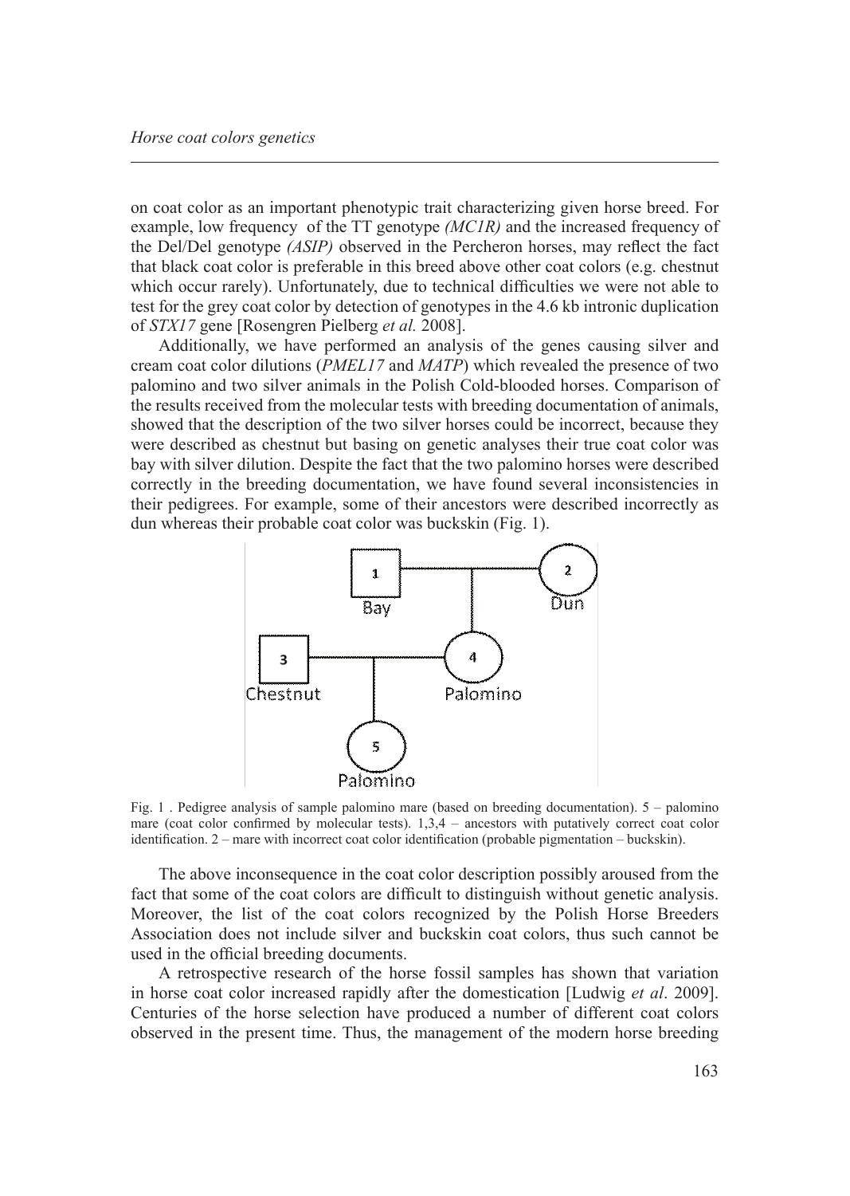on coat color as an important phenotypic trait characterizing given horse breed. For example, low frequency of the TT genotype *(MC1R)* and the increased frequency of the Del/Del genotype *(ASIP)* observed in the Percheron horses, may reflect the fact that black coat color is preferable in this breed above other coat colors (e.g. chestnut which occur rarely). Unfortunately, due to technical difficulties we were not able to test for the grey coat color by detection of genotypes in the 4.6 kb intronic duplication of *STX17* gene [Rosengren Pielberg *et al.* 2008].

Additionally, we have performed an analysis of the genes causing silver and cream coat color dilutions (*PMEL17* and *MATP*) which revealed the presence of two palomino and two silver animals in the Polish Cold-blooded horses. Comparison of the results received from the molecular tests with breeding documentation of animals, showed that the description of the two silver horses could be incorrect, because they were described as chestnut but basing on genetic analyses their true coat color was bay with silver dilution. Despite the fact that the two palomino horses were described correctly in the breeding documentation, we have found several inconsistencies in their pedigrees. For example, some of their ancestors were described incorrectly as dun whereas their probable coat color was buckskin (Fig. 1).

Fig. 1 . Pedigree analysis of sample palomino mare (based on breeding documentation). 5 – palomino mare (coat color confirmed by molecular tests). 1,3,4 – ancestors with putatively correct coat color identification. 2 – mare with incorrect coat color identification (probable pigmentation – buckskin).

The above inconsequence in the coat color description possibly aroused from the fact that some of the coat colors are difficult to distinguish without genetic analysis. Moreover, the list of the coat colors recognized by the Polish Horse Breeders Association does not include silver and buckskin coat colors, thus such cannot be used in the official breeding documents.

A retrospective research of the horse fossil samples has shown that variation in horse coat color increased rapidly after the domestication [Ludwig *et al*. 2009]. Centuries of the horse selection have produced a number of different coat colors observed in the present time. Thus, the management of the modern horse breeding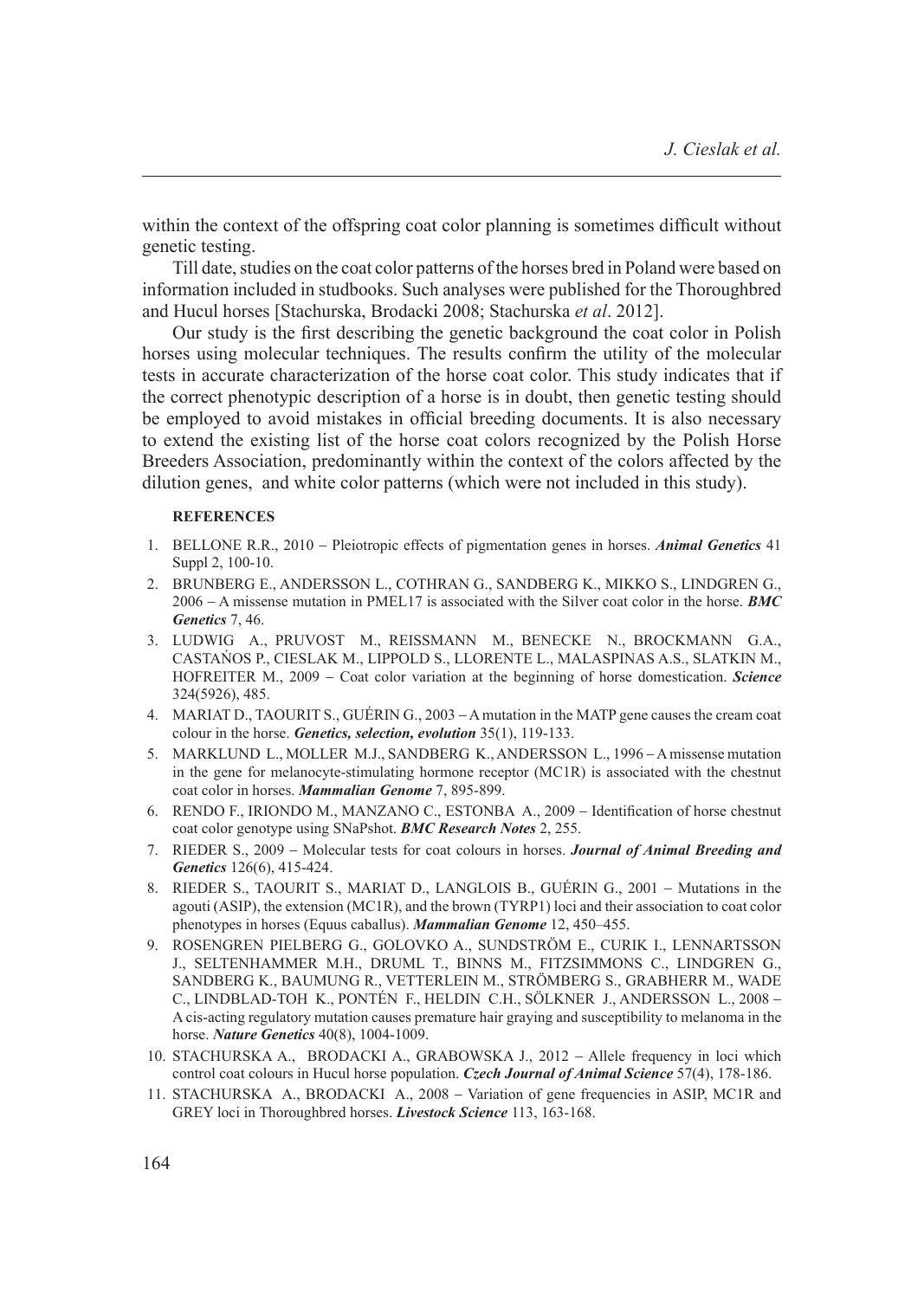within the context of the offspring coat color planning is sometimes difficult without genetic testing.

Till date, studies on the coat color patterns of the horses bred in Poland were based on information included in studbooks. Such analyses were published for the Thoroughbred and Hucul horses [Stachurska, Brodacki 2008; Stachurska *et al*. 2012].

Our study is the first describing the genetic background the coat color in Polish horses using molecular techniques. The results confirm the utility of the molecular tests in accurate characterization of the horse coat color. This study indicates that if the correct phenotypic description of a horse is in doubt, then genetic testing should be employed to avoid mistakes in official breeding documents. It is also necessary to extend the existing list of the horse coat colors recognized by the Polish Horse Breeders Association, predominantly within the context of the colors affected by the dilution genes, and white color patterns (which were not included in this study).

#### REFERENCES

1. BELLONE R.R., 2010 – Pleiotropic effects of pigmentation genes in horses. ***Animal Genetics*** 41 Suppl 2, 100-10.
2. BRUNBERG E., ANDERSSON L., COTHRAN G., SANDBERG K., MIKKO S., LINDGREN G., 2006 – A missense mutation in PMEL17 is associated with the Silver coat color in the horse. ***BMC Genetics*** 7, 46.
3. LUDWIG A., PRUVOST M., REISSMANN M., BENECKE N., BROCKMANN G.A., CASTAŃOS P., CIESLAK M., LIPPOLD S., LLORENTE L., MALASPINAS A.S., SLATKIN M., HOFREITER M., 2009 – Coat color variation at the beginning of horse domestication. ***Science*** 324(5926), 485.
4. MARIAT D., TAOURIT S., GUÉRIN G., 2003 – A mutation in the MATP gene causes the cream coat colour in the horse. ***Genetics, selection, evolution*** 35(1), 119-133.
5. MARKLUND L., MOLLER M.J., SANDBERG K., ANDERSSON L., 1996 – A missense mutation in the gene for melanocyte-stimulating hormone receptor (MC1R) is associated with the chestnut coat color in horses. ***Mammalian Genome*** 7, 895-899.
6. RENDO F., IRIONDO M., MANZANO C., ESTONBA A., 2009 – Identification of horse chestnut coat color genotype using SNaPshot. ***BMC Research Notes*** 2, 255.
7. RIEDER S., 2009 – Molecular tests for coat colours in horses. ***Journal of Animal Breeding and Genetics*** 126(6), 415-424.
8. RIEDER S., TAOURIT S., MARIAT D., LANGLOIS B., GUÉRIN G., 2001 – Mutations in the agouti (ASIP), the extension (MC1R), and the brown (TYRP1) loci and their association to coat color phenotypes in horses (Equus caballus). ***Mammalian Genome*** 12, 450–455.
9. ROSENGREN PIELBERG G., GOLOVKO A., SUNDSTRÖM E., CURIK I., LENNARTSSON J., SELTENHAMMER M.H., DRUML T., BINNS M., FITZSIMMONS C., LINDGREN G., SANDBERG K., BAUMUNG R., VETTERLEIN M., STRÖMBERG S., GRABHERR M., WADE C., LINDBLAD-TOH K., PONTÉN F., HELDIN C.H., SÖLKNER J., ANDERSSON L., 2008 – A cis-acting regulatory mutation causes premature hair graying and susceptibility to melanoma in the horse. ***Nature Genetics*** 40(8), 1004-1009.
10. STACHURSKA A., BRODACKI A., GRABOWSKA J., 2012 – Allele frequency in loci which control coat colours in Hucul horse population. ***Czech Journal of Animal Science*** 57(4), 178-186.
11. STACHURSKA A., BRODACKI A., 2008 – Variation of gene frequencies in ASIP, MC1R and GREY loci in Thoroughbred horses. ***Livestock Science*** 113, 163-168.